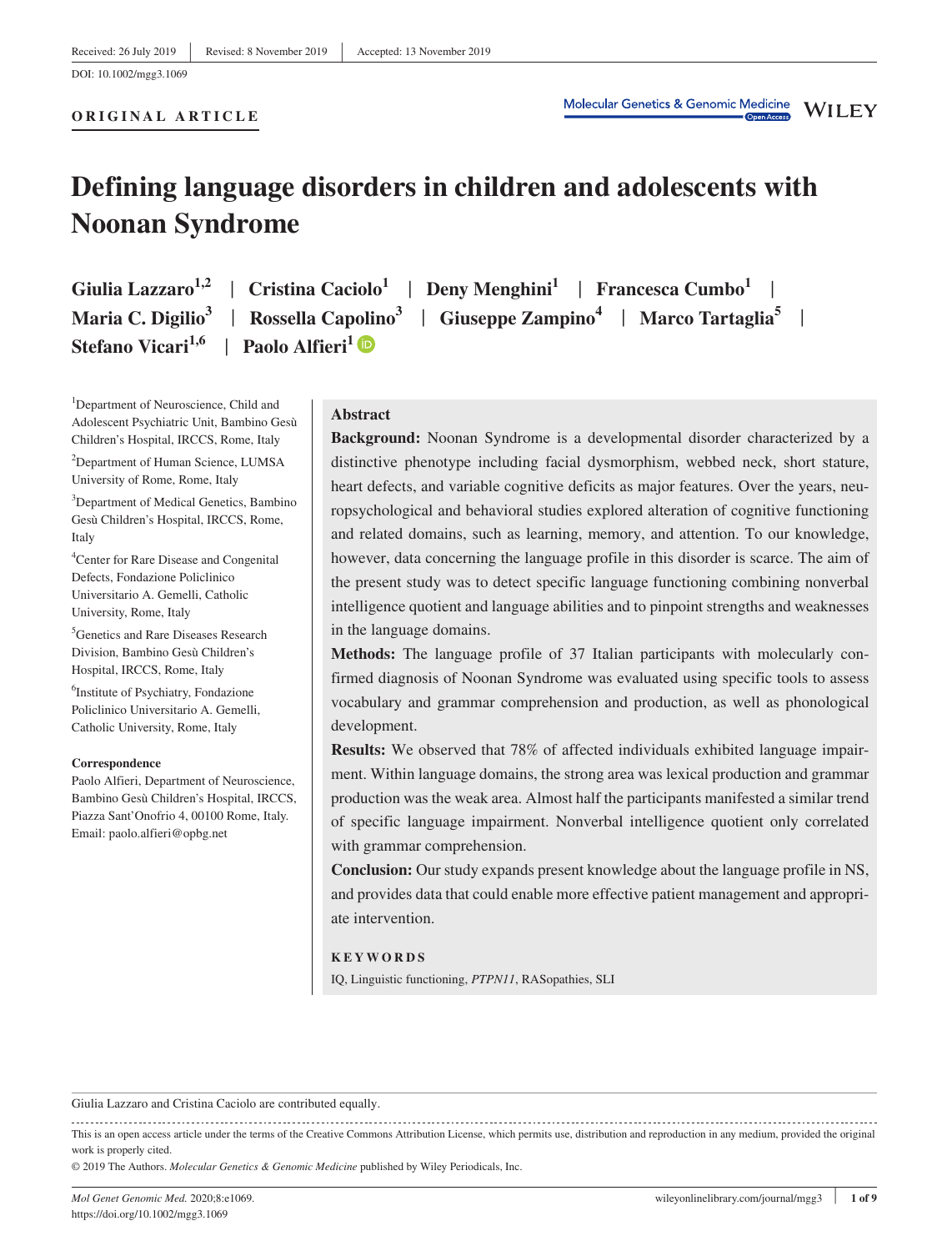Received: 26 July 2019 | Revised: 8 November 2019 | Accepted: 13 November 2019

DOI: 10.1002/mgg3.1069

**ORIGINAL ARTICLE**

# Defining language disorders in children and adolescents with Noonan Syndrome

**Giulia Lazzaro[1,2] | Cristina Caciolo[1] | Deny Menghini[1] | Francesca Cumbo[1] | Maria C. Digilio[3] | Rossella Capolino[3] | Giuseppe Zampino[4] | Marco Tartaglia[5] | Stefano Vicari[1,6] | Paolo Alfieri[1]**

[1]Department of Neuroscience, Child and Adolescent Psychiatric Unit, Bambino Gesù Children's Hospital, IRCCS, Rome, Italy

[2]Department of Human Science, LUMSA University of Rome, Rome, Italy

[3]Department of Medical Genetics, Bambino Gesù Children's Hospital, IRCCS, Rome, Italy

[4]Center for Rare Disease and Congenital Defects, Fondazione Policlinico Universitario A. Gemelli, Catholic University, Rome, Italy

[5]Genetics and Rare Diseases Research Division, Bambino Gesù Children's Hospital, IRCCS, Rome, Italy

[6]Institute of Psychiatry, Fondazione Policlinico Universitario A. Gemelli, Catholic University, Rome, Italy

**Correspondence**
Paolo Alfieri, Department of Neuroscience, Bambino Gesù Children's Hospital, IRCCS, Piazza Sant'Onofrio 4, 00100 Rome, Italy.
Email: paolo.alfieri@opbg.net

## Abstract

**Background:** Noonan Syndrome is a developmental disorder characterized by a distinctive phenotype including facial dysmorphism, webbed neck, short stature, heart defects, and variable cognitive deficits as major features. Over the years, neuropsychological and behavioral studies explored alteration of cognitive functioning and related domains, such as learning, memory, and attention. To our knowledge, however, data concerning the language profile in this disorder is scarce. The aim of the present study was to detect specific language functioning combining nonverbal intelligence quotient and language abilities and to pinpoint strengths and weaknesses in the language domains.

**Methods:** The language profile of 37 Italian participants with molecularly confirmed diagnosis of Noonan Syndrome was evaluated using specific tools to assess vocabulary and grammar comprehension and production, as well as phonological development.

**Results:** We observed that 78% of affected individuals exhibited language impairment. Within language domains, the strong area was lexical production and grammar production was the weak area. Almost half the participants manifested a similar trend of specific language impairment. Nonverbal intelligence quotient only correlated with grammar comprehension.

**Conclusion:** Our study expands present knowledge about the language profile in NS, and provides data that could enable more effective patient management and appropriate intervention.

**KEYWORDS**

IQ, Linguistic functioning, *PTPN11*, RASopathies, SLI

---

Giulia Lazzaro and Cristina Caciolo are contributed equally.

This is an open access article under the terms of the Creative Commons Attribution License, which permits use, distribution and reproduction in any medium, provided the original work is properly cited.

© 2019 The Authors. *Molecular Genetics & Genomic Medicine* published by Wiley Periodicals, Inc.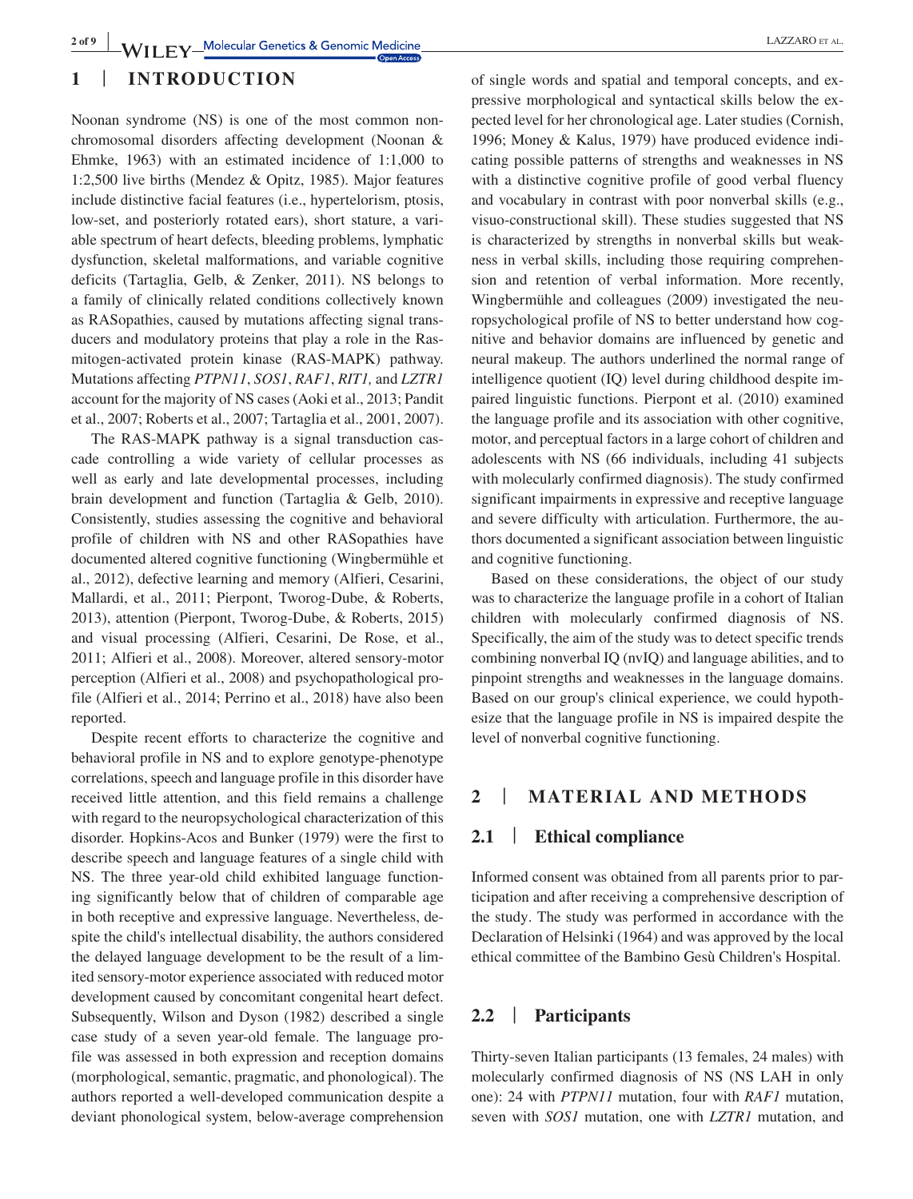## 1 | INTRODUCTION

Noonan syndrome (NS) is one of the most common nonchromosomal disorders affecting development (Noonan & Ehmke, 1963) with an estimated incidence of 1:1,000 to 1:2,500 live births (Mendez & Opitz, 1985). Major features include distinctive facial features (i.e., hypertelorism, ptosis, low-set, and posteriorly rotated ears), short stature, a variable spectrum of heart defects, bleeding problems, lymphatic dysfunction, skeletal malformations, and variable cognitive deficits (Tartaglia, Gelb, & Zenker, 2011). NS belongs to a family of clinically related conditions collectively known as RASopathies, caused by mutations affecting signal transducers and modulatory proteins that play a role in the Ras-mitogen-activated protein kinase (RAS-MAPK) pathway. Mutations affecting *PTPN11*, *SOS1*, *RAF1*, *RIT1,* and *LZTR1* account for the majority of NS cases (Aoki et al., 2013; Pandit et al., 2007; Roberts et al., 2007; Tartaglia et al., 2001, 2007).

The RAS-MAPK pathway is a signal transduction cascade controlling a wide variety of cellular processes as well as early and late developmental processes, including brain development and function (Tartaglia & Gelb, 2010). Consistently, studies assessing the cognitive and behavioral profile of children with NS and other RASopathies have documented altered cognitive functioning (Wingbermühle et al., 2012), defective learning and memory (Alfieri, Cesarini, Mallardi, et al., 2011; Pierpont, Tworog-Dube, & Roberts, 2013), attention (Pierpont, Tworog-Dube, & Roberts, 2015) and visual processing (Alfieri, Cesarini, De Rose, et al., 2011; Alfieri et al., 2008). Moreover, altered sensory-motor perception (Alfieri et al., 2008) and psychopathological profile (Alfieri et al., 2014; Perrino et al., 2018) have also been reported.

Despite recent efforts to characterize the cognitive and behavioral profile in NS and to explore genotype-phenotype correlations, speech and language profile in this disorder have received little attention, and this field remains a challenge with regard to the neuropsychological characterization of this disorder. Hopkins-Acos and Bunker (1979) were the first to describe speech and language features of a single child with NS. The three year-old child exhibited language functioning significantly below that of children of comparable age in both receptive and expressive language. Nevertheless, despite the child's intellectual disability, the authors considered the delayed language development to be the result of a limited sensory-motor experience associated with reduced motor development caused by concomitant congenital heart defect. Subsequently, Wilson and Dyson (1982) described a single case study of a seven year-old female. The language profile was assessed in both expression and reception domains (morphological, semantic, pragmatic, and phonological). The authors reported a well-developed communication despite a deviant phonological system, below-average comprehension of single words and spatial and temporal concepts, and expressive morphological and syntactical skills below the expected level for her chronological age. Later studies (Cornish, 1996; Money & Kalus, 1979) have produced evidence indicating possible patterns of strengths and weaknesses in NS with a distinctive cognitive profile of good verbal fluency and vocabulary in contrast with poor nonverbal skills (e.g., visuo-constructional skill). These studies suggested that NS is characterized by strengths in nonverbal skills but weakness in verbal skills, including those requiring comprehension and retention of verbal information. More recently, Wingbermühle and colleagues (2009) investigated the neuropsychological profile of NS to better understand how cognitive and behavior domains are influenced by genetic and neural makeup. The authors underlined the normal range of intelligence quotient (IQ) level during childhood despite impaired linguistic functions. Pierpont et al. (2010) examined the language profile and its association with other cognitive, motor, and perceptual factors in a large cohort of children and adolescents with NS (66 individuals, including 41 subjects with molecularly confirmed diagnosis). The study confirmed significant impairments in expressive and receptive language and severe difficulty with articulation. Furthermore, the authors documented a significant association between linguistic and cognitive functioning.

Based on these considerations, the object of our study was to characterize the language profile in a cohort of Italian children with molecularly confirmed diagnosis of NS. Specifically, the aim of the study was to detect specific trends combining nonverbal IQ (nvIQ) and language abilities, and to pinpoint strengths and weaknesses in the language domains. Based on our group's clinical experience, we could hypothesize that the language profile in NS is impaired despite the level of nonverbal cognitive functioning.

## 2 | MATERIAL AND METHODS

### 2.1 | Ethical compliance

Informed consent was obtained from all parents prior to participation and after receiving a comprehensive description of the study. The study was performed in accordance with the Declaration of Helsinki (1964) and was approved by the local ethical committee of the Bambino Gesù Children's Hospital.

### 2.2 | Participants

Thirty-seven Italian participants (13 females, 24 males) with molecularly confirmed diagnosis of NS (NS LAH in only one): 24 with *PTPN11* mutation, four with *RAF1* mutation, seven with *SOS1* mutation, one with *LZTR1* mutation, and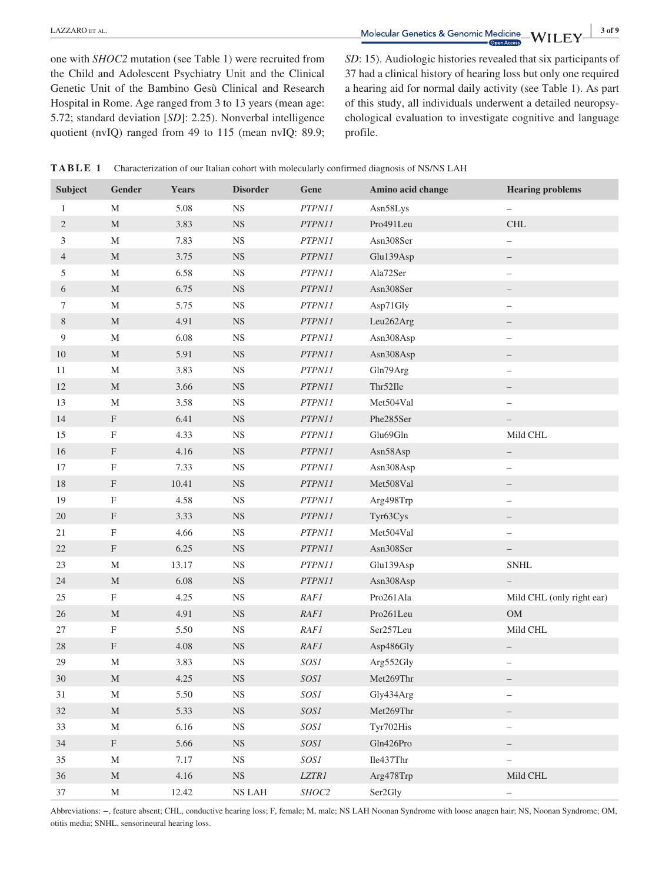one with *SHOC2* mutation (see Table 1) were recruited from the Child and Adolescent Psychiatry Unit and the Clinical Genetic Unit of the Bambino Gesù Clinical and Research Hospital in Rome. Age ranged from 3 to 13 years (mean age: 5.72; standard deviation [*SD*]: 2.25). Nonverbal intelligence quotient (nvIQ) ranged from 49 to 115 (mean nvIQ: 89.9; *SD*: 15). Audiologic histories revealed that six participants of 37 had a clinical history of hearing loss but only one required a hearing aid for normal daily activity (see Table 1). As part of this study, all individuals underwent a detailed neuropsychological evaluation to investigate cognitive and language profile.

**TABLE 1** Characterization of our Italian cohort with molecularly confirmed diagnosis of NS/NS LAH

| Subject | Gender | Years | Disorder | Gene | Amino acid change | Hearing problems |
|---|---|---|---|---|---|---|
| 1 | M | 5.08 | NS | *PTPN11* | Asn58Lys | – |
| 2 | M | 3.83 | NS | *PTPN11* | Pro491Leu | CHL |
| 3 | M | 7.83 | NS | *PTPN11* | Asn308Ser | – |
| 4 | M | 3.75 | NS | *PTPN11* | Glu139Asp | – |
| 5 | M | 6.58 | NS | *PTPN11* | Ala72Ser | – |
| 6 | M | 6.75 | NS | *PTPN11* | Asn308Ser | – |
| 7 | M | 5.75 | NS | *PTPN11* | Asp71Gly | – |
| 8 | M | 4.91 | NS | *PTPN11* | Leu262Arg | – |
| 9 | M | 6.08 | NS | *PTPN11* | Asn308Asp | – |
| 10 | M | 5.91 | NS | *PTPN11* | Asn308Asp | – |
| 11 | M | 3.83 | NS | *PTPN11* | Gln79Arg | – |
| 12 | M | 3.66 | NS | *PTPN11* | Thr52Ile | – |
| 13 | M | 3.58 | NS | *PTPN11* | Met504Val | – |
| 14 | F | 6.41 | NS | *PTPN11* | Phe285Ser | – |
| 15 | F | 4.33 | NS | *PTPN11* | Glu69Gln | Mild CHL |
| 16 | F | 4.16 | NS | *PTPN11* | Asn58Asp | – |
| 17 | F | 7.33 | NS | *PTPN11* | Asn308Asp | – |
| 18 | F | 10.41 | NS | *PTPN11* | Met508Val | – |
| 19 | F | 4.58 | NS | *PTPN11* | Arg498Trp | – |
| 20 | F | 3.33 | NS | *PTPN11* | Tyr63Cys | – |
| 21 | F | 4.66 | NS | *PTPN11* | Met504Val | – |
| 22 | F | 6.25 | NS | *PTPN11* | Asn308Ser | – |
| 23 | M | 13.17 | NS | *PTPN11* | Glu139Asp | SNHL |
| 24 | M | 6.08 | NS | *PTPN11* | Asn308Asp | – |
| 25 | F | 4.25 | NS | *RAF1* | Pro261Ala | Mild CHL (only right ear) |
| 26 | M | 4.91 | NS | *RAF1* | Pro261Leu | OM |
| 27 | F | 5.50 | NS | *RAF1* | Ser257Leu | Mild CHL |
| 28 | F | 4.08 | NS | *RAF1* | Asp486Gly | – |
| 29 | M | 3.83 | NS | *SOS1* | Arg552Gly | – |
| 30 | M | 4.25 | NS | *SOS1* | Met269Thr | – |
| 31 | M | 5.50 | NS | *SOS1* | Gly434Arg | – |
| 32 | M | 5.33 | NS | *SOS1* | Met269Thr | – |
| 33 | M | 6.16 | NS | *SOS1* | Tyr702His | – |
| 34 | F | 5.66 | NS | *SOS1* | Gln426Pro | – |
| 35 | M | 7.17 | NS | *SOS1* | Ile437Thr | – |
| 36 | M | 4.16 | NS | *LZTR1* | Arg478Trp | Mild CHL |
| 37 | M | 12.42 | NS LAH | *SHOC2* | Ser2Gly | – |

Abbreviations: –, feature absent; CHL, conductive hearing loss; F, female; M, male; NS LAH Noonan Syndrome with loose anagen hair; NS, Noonan Syndrome; OM, otitis media; SNHL, sensorineural hearing loss.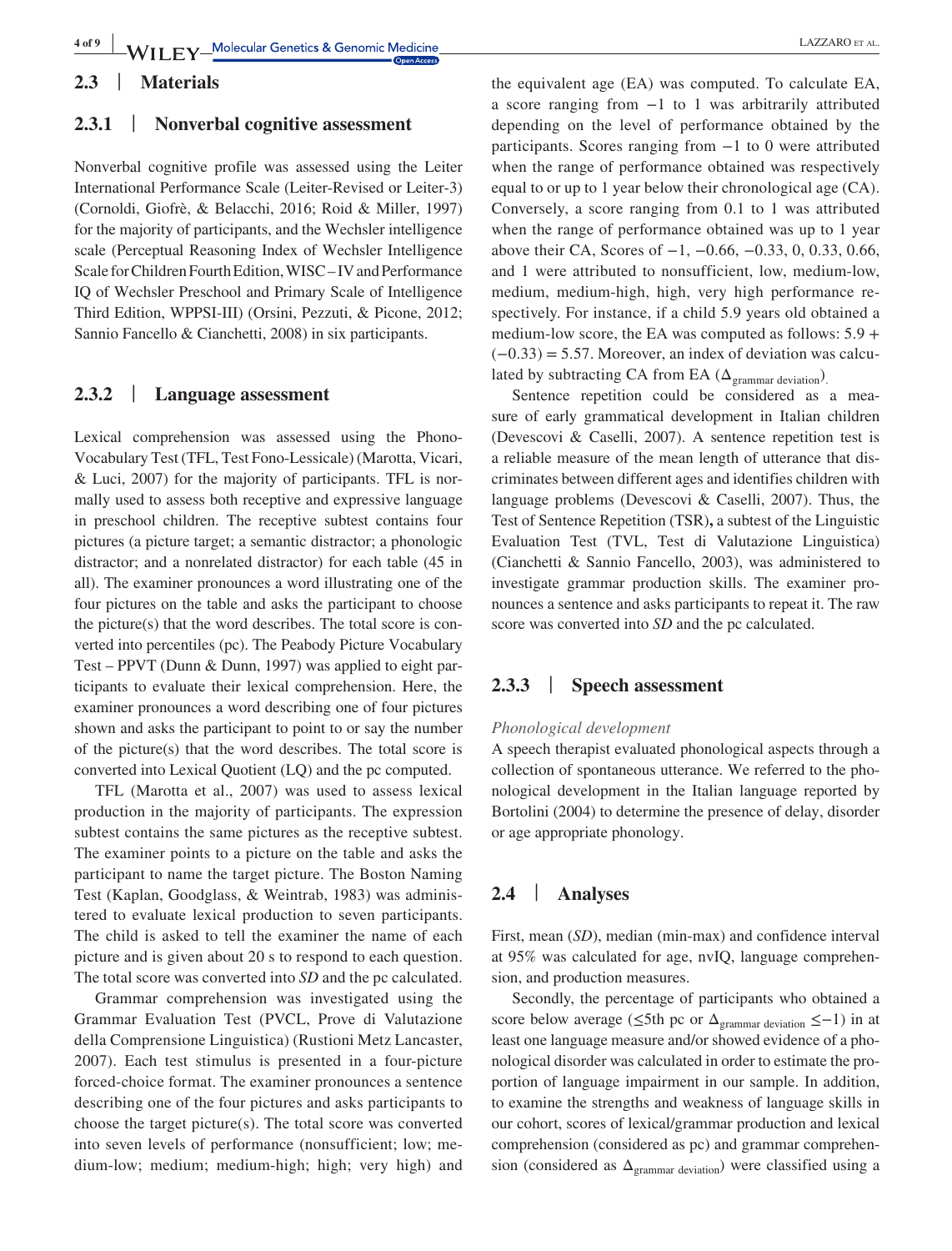## 2.3 | Materials

### 2.3.1 | Nonverbal cognitive assessment

Nonverbal cognitive profile was assessed using the Leiter International Performance Scale (Leiter-Revised or Leiter-3) (Cornoldi, Giofrè, & Belacchi, 2016; Roid & Miller, 1997) for the majority of participants, and the Wechsler intelligence scale (Perceptual Reasoning Index of Wechsler Intelligence Scale for Children Fourth Edition, WISC – IV and Performance IQ of Wechsler Preschool and Primary Scale of Intelligence Third Edition, WPPSI-III) (Orsini, Pezzuti, & Picone, 2012; Sannio Fancello & Cianchetti, 2008) in six participants.

### 2.3.2 | Language assessment

Lexical comprehension was assessed using the Phono-Vocabulary Test (TFL, Test Fono-Lessicale) (Marotta, Vicari, & Luci, 2007) for the majority of participants. TFL is normally used to assess both receptive and expressive language in preschool children. The receptive subtest contains four pictures (a picture target; a semantic distractor; a phonologic distractor; and a nonrelated distractor) for each table (45 in all). The examiner pronounces a word illustrating one of the four pictures on the table and asks the participant to choose the picture(s) that the word describes. The total score is converted into percentiles (pc). The Peabody Picture Vocabulary Test – PPVT (Dunn & Dunn, 1997) was applied to eight participants to evaluate their lexical comprehension. Here, the examiner pronounces a word describing one of four pictures shown and asks the participant to point to or say the number of the picture(s) that the word describes. The total score is converted into Lexical Quotient (LQ) and the pc computed.

TFL (Marotta et al., 2007) was used to assess lexical production in the majority of participants. The expression subtest contains the same pictures as the receptive subtest. The examiner points to a picture on the table and asks the participant to name the target picture. The Boston Naming Test (Kaplan, Goodglass, & Weintrab, 1983) was administered to evaluate lexical production to seven participants. The child is asked to tell the examiner the name of each picture and is given about 20 s to respond to each question. The total score was converted into *SD* and the pc calculated.

Grammar comprehension was investigated using the Grammar Evaluation Test (PVCL, Prove di Valutazione della Comprensione Linguistica) (Rustioni Metz Lancaster, 2007). Each test stimulus is presented in a four-picture forced-choice format. The examiner pronounces a sentence describing one of the four pictures and asks participants to choose the target picture(s). The total score was converted into seven levels of performance (nonsufficient; low; medium-low; medium; medium-high; high; very high) and the equivalent age (EA) was computed. To calculate EA, a score ranging from −1 to 1 was arbitrarily attributed depending on the level of performance obtained by the participants. Scores ranging from −1 to 0 were attributed when the range of performance obtained was respectively equal to or up to 1 year below their chronological age (CA). Conversely, a score ranging from 0.1 to 1 was attributed when the range of performance obtained was up to 1 year above their CA, Scores of −1, −0.66, −0.33, 0, 0.33, 0.66, and 1 were attributed to nonsufficient, low, medium-low, medium, medium-high, high, very high performance respectively. For instance, if a child 5.9 years old obtained a medium-low score, the EA was computed as follows: $5.9 + (-0.33) = 5.57$. Moreover, an index of deviation was calculated by subtracting CA from EA ($\Delta_{\text{grammar deviation}}$).

Sentence repetition could be considered as a measure of early grammatical development in Italian children (Devescovi & Caselli, 2007). A sentence repetition test is a reliable measure of the mean length of utterance that discriminates between different ages and identifies children with language problems (Devescovi & Caselli, 2007). Thus, the Test of Sentence Repetition (TSR)**,** a subtest of the Linguistic Evaluation Test (TVL, Test di Valutazione Linguistica) (Cianchetti & Sannio Fancello, 2003), was administered to investigate grammar production skills. The examiner pronounces a sentence and asks participants to repeat it. The raw score was converted into *SD* and the pc calculated.

### 2.3.3 | Speech assessment

*Phonological development*

A speech therapist evaluated phonological aspects through a collection of spontaneous utterance. We referred to the phonological development in the Italian language reported by Bortolini (2004) to determine the presence of delay, disorder or age appropriate phonology.

## 2.4 | Analyses

First, mean (*SD*), median (min-max) and confidence interval at 95% was calculated for age, nvIQ, language comprehension, and production measures.

Secondly, the percentage of participants who obtained a score below average (≤5th pc or $\Delta_{\text{grammar deviation}} \leq -1$) in at least one language measure and/or showed evidence of a phonological disorder was calculated in order to estimate the proportion of language impairment in our sample. In addition, to examine the strengths and weakness of language skills in our cohort, scores of lexical/grammar production and lexical comprehension (considered as pc) and grammar comprehension (considered as $\Delta_{\text{grammar deviation}}$) were classified using a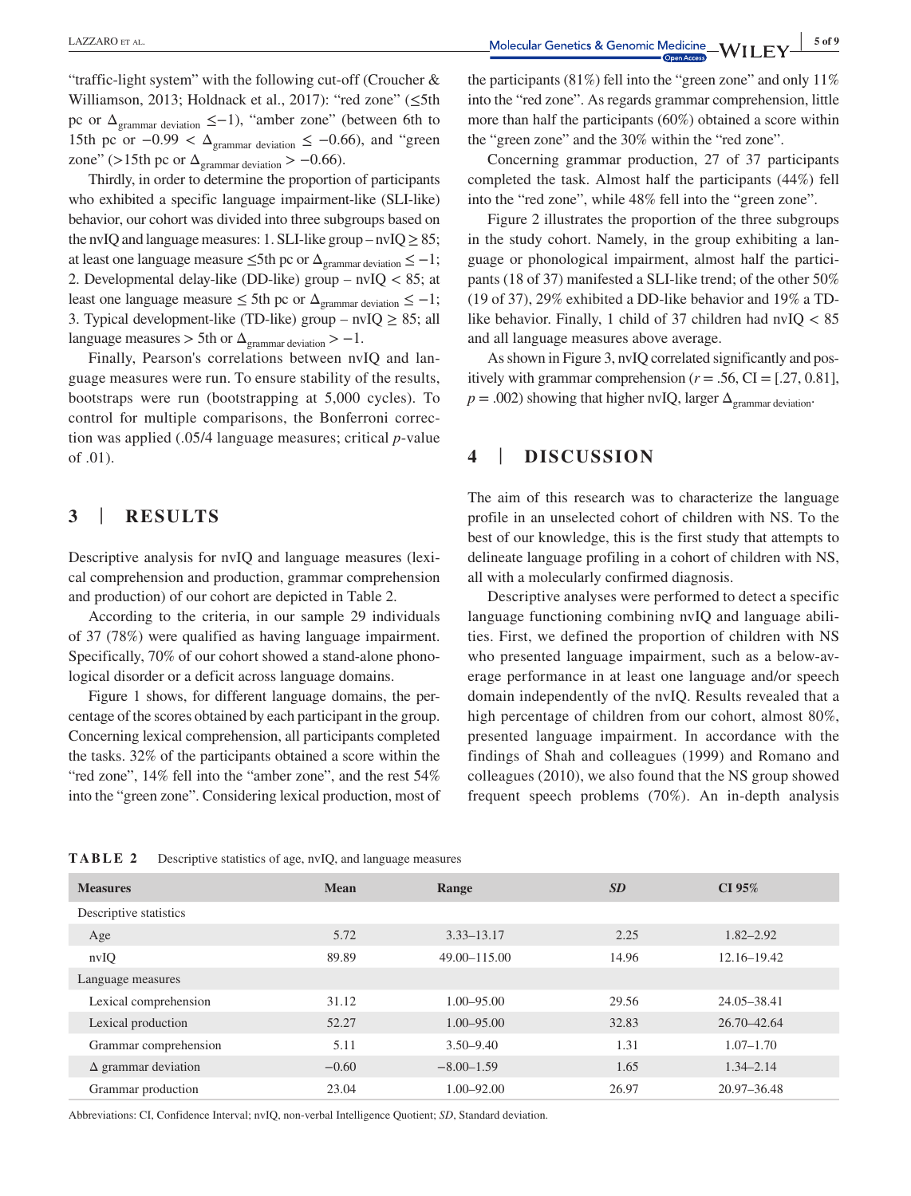"traffic-light system" with the following cut-off (Croucher & Williamson, 2013; Holdnack et al., 2017): "red zone" (≤5th pc or $\Delta_{\text{grammar deviation}} \leq -1$), "amber zone" (between 6th to 15th pc or $-0.99 < \Delta_{\text{grammar deviation}} \leq -0.66$), and "green zone" (>15th pc or $\Delta_{\text{grammar deviation}} > -0.66$).

Thirdly, in order to determine the proportion of participants who exhibited a specific language impairment-like (SLI-like) behavior, our cohort was divided into three subgroups based on the nvIQ and language measures: 1. SLI-like group – nvIQ ≥ 85; at least one language measure ≤5th pc or $\Delta_{\text{grammar deviation}} \leq -1$; 2. Developmental delay-like (DD-like) group – nvIQ < 85; at least one language measure ≤ 5th pc or $\Delta_{\text{grammar deviation}} \leq -1$; 3. Typical development-like (TD-like) group – nvIQ ≥ 85; all language measures > 5th pc or $\Delta_{\text{grammar deviation}} > -1$.

Finally, Pearson's correlations between nvIQ and language measures were run. To ensure stability of the results, bootstraps were run (bootstrapping at 5,000 cycles). To control for multiple comparisons, the Bonferroni correction was applied (.05/4 language measures; critical *p*-value of .01).

## 3 | RESULTS

Descriptive analysis for nvIQ and language measures (lexical comprehension and production, grammar comprehension and production) of our cohort are depicted in Table 2.

According to the criteria, in our sample 29 individuals of 37 (78%) were qualified as having language impairment. Specifically, 70% of our cohort showed a stand-alone phonological disorder or a deficit across language domains.

Figure 1 shows, for different language domains, the percentage of the scores obtained by each participant in the group. Concerning lexical comprehension, all participants completed the tasks. 32% of the participants obtained a score within the "red zone", 14% fell into the "amber zone", and the rest 54% into the "green zone". Considering lexical production, most of the participants (81%) fell into the "green zone" and only 11% into the "red zone". As regards grammar comprehension, little more than half the participants (60%) obtained a score within the "green zone" and the 30% within the "red zone".

Concerning grammar production, 27 of 37 participants completed the task. Almost half the participants (44%) fell into the "red zone", while 48% fell into the "green zone".

Figure 2 illustrates the proportion of the three subgroups in the study cohort. Namely, in the group exhibiting a language or phonological impairment, almost half the participants (18 of 37) manifested a SLI-like trend; of the other 50% (19 of 37), 29% exhibited a DD-like behavior and 19% a TD-like behavior. Finally, 1 child of 37 children had nvIQ < 85 and all language measures above average.

As shown in Figure 3, nvIQ correlated significantly and positively with grammar comprehension ($r = .56$, CI = [.27, 0.81], $p = .002$) showing that higher nvIQ, larger $\Delta_{\text{grammar deviation}}$.

## 4 | DISCUSSION

The aim of this research was to characterize the language profile in an unselected cohort of children with NS. To the best of our knowledge, this is the first study that attempts to delineate language profiling in a cohort of children with NS, all with a molecularly confirmed diagnosis.

Descriptive analyses were performed to detect a specific language functioning combining nvIQ and language abilities. First, we defined the proportion of children with NS who presented language impairment, such as a below-average performance in at least one language and/or speech domain independently of the nvIQ. Results revealed that a high percentage of children from our cohort, almost 80%, presented language impairment. In accordance with the findings of Shah and colleagues (1999) and Romano and colleagues (2010), we also found that the NS group showed frequent speech problems (70%). An in-depth analysis

**TABLE 2** Descriptive statistics of age, nvIQ, and language measures

| Measures | Mean | Range | *SD* | CI 95% |
|---|---|---|---|---|
| Descriptive statistics | | | | |
| Age | 5.72 | 3.33–13.17 | 2.25 | 1.82–2.92 |
| nvIQ | 89.89 | 49.00–115.00 | 14.96 | 12.16–19.42 |
| Language measures | | | | |
| Lexical comprehension | 31.12 | 1.00–95.00 | 29.56 | 24.05–38.41 |
| Lexical production | 52.27 | 1.00–95.00 | 32.83 | 26.70–42.64 |
| Grammar comprehension | 5.11 | 3.50–9.40 | 1.31 | 1.07–1.70 |
| Δ grammar deviation | −0.60 | −8.00–1.59 | 1.65 | 1.34–2.14 |
| Grammar production | 23.04 | 1.00–92.00 | 26.97 | 20.97–36.48 |

Abbreviations: CI, Confidence Interval; nvIQ, non-verbal Intelligence Quotient; *SD*, Standard deviation.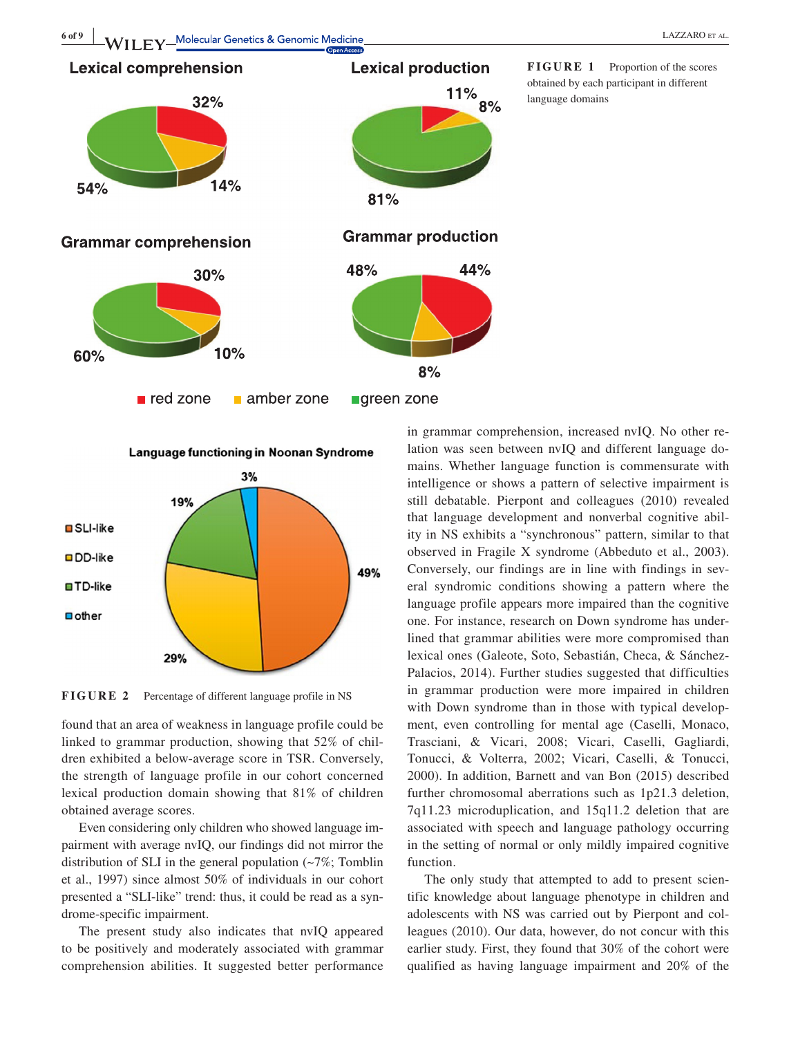FIGURE 1 Proportion of the scores obtained by each participant in different language domains

FIGURE 2 Percentage of different language profile in NS

found that an area of weakness in language profile could be linked to grammar production, showing that 52% of children exhibited a below-average score in TSR. Conversely, the strength of language profile in our cohort concerned lexical production domain showing that 81% of children obtained average scores.

Even considering only children who showed language impairment with average nvIQ, our findings did not mirror the distribution of SLI in the general population (~7%; Tomblin et al., 1997) since almost 50% of individuals in our cohort presented a "SLI-like" trend: thus, it could be read as a syndrome-specific impairment.

The present study also indicates that nvIQ appeared to be positively and moderately associated with grammar comprehension abilities. It suggested better performance in grammar comprehension, increased nvIQ. No other relation was seen between nvIQ and different language domains. Whether language function is commensurate with intelligence or shows a pattern of selective impairment is still debatable. Pierpont and colleagues (2010) revealed that language development and nonverbal cognitive ability in NS exhibits a "synchronous" pattern, similar to that observed in Fragile X syndrome (Abbeduto et al., 2003). Conversely, our findings are in line with findings in several syndromic conditions showing a pattern where the language profile appears more impaired than the cognitive one. For instance, research on Down syndrome has underlined that grammar abilities were more compromised than lexical ones (Galeote, Soto, Sebastián, Checa, & Sánchez-Palacios, 2014). Further studies suggested that difficulties in grammar production were more impaired in children with Down syndrome than in those with typical development, even controlling for mental age (Caselli, Monaco, Trasciani, & Vicari, 2008; Vicari, Caselli, Gagliardi, Tonucci, & Volterra, 2002; Vicari, Caselli, & Tonucci, 2000). In addition, Barnett and van Bon (2015) described further chromosomal aberrations such as 1p21.3 deletion, 7q11.23 microduplication, and 15q11.2 deletion that are associated with speech and language pathology occurring in the setting of normal or only mildly impaired cognitive function.

The only study that attempted to add to present scientific knowledge about language phenotype in children and adolescents with NS was carried out by Pierpont and colleagues (2010). Our data, however, do not concur with this earlier study. First, they found that 30% of the cohort were qualified as having language impairment and 20% of the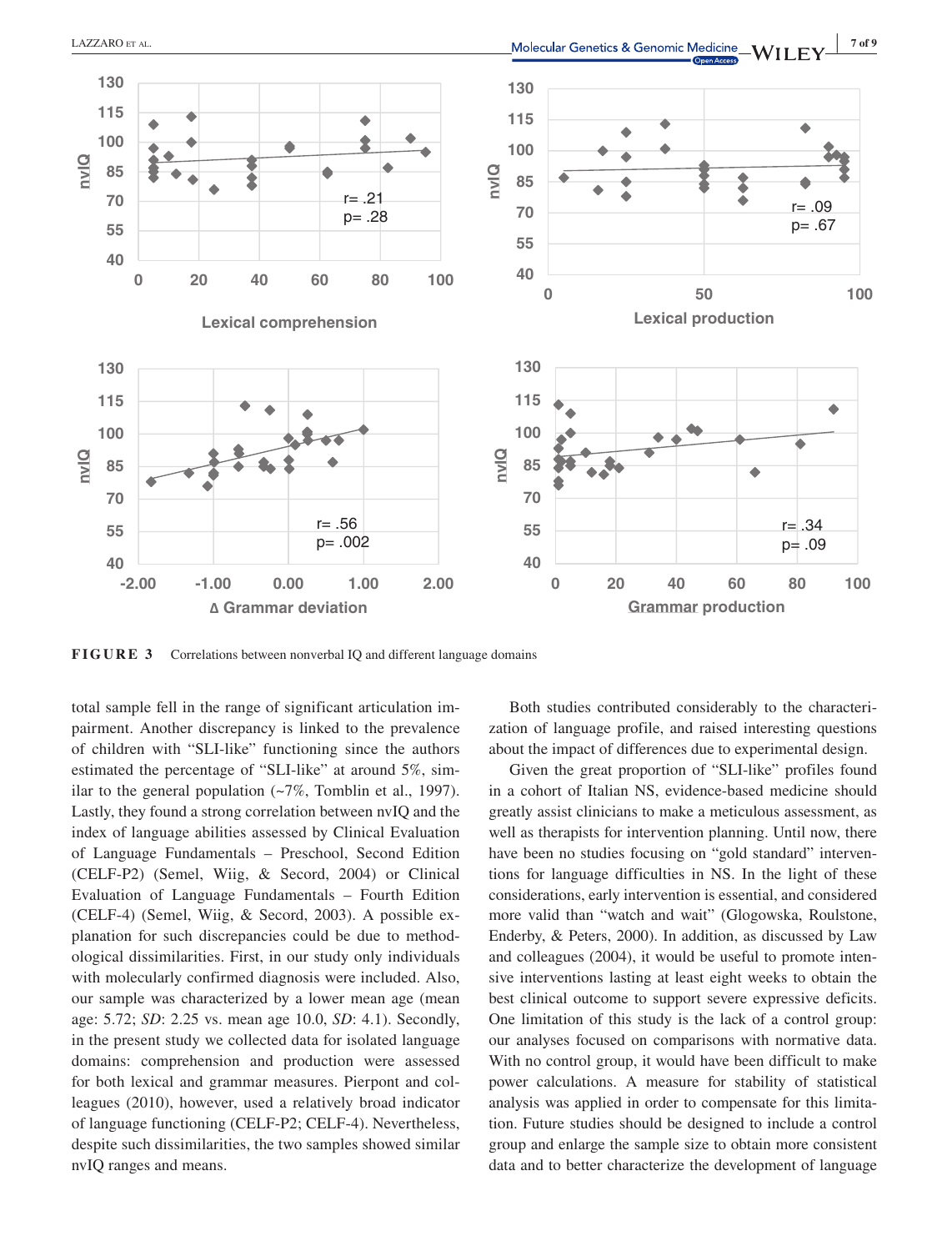**FIGURE 3** Correlations between nonverbal IQ and different language domains

total sample fell in the range of significant articulation impairment. Another discrepancy is linked to the prevalence of children with "SLI-like" functioning since the authors estimated the percentage of "SLI-like" at around 5%, similar to the general population (~7%, Tomblin et al., 1997). Lastly, they found a strong correlation between nvIQ and the index of language abilities assessed by Clinical Evaluation of Language Fundamentals – Preschool, Second Edition (CELF-P2) (Semel, Wiig, & Secord, 2004) or Clinical Evaluation of Language Fundamentals – Fourth Edition (CELF-4) (Semel, Wiig, & Secord, 2003). A possible explanation for such discrepancies could be due to methodological dissimilarities. First, in our study only individuals with molecularly confirmed diagnosis were included. Also, our sample was characterized by a lower mean age (mean age: 5.72; *SD*: 2.25 vs. mean age 10.0, *SD*: 4.1). Secondly, in the present study we collected data for isolated language domains: comprehension and production were assessed for both lexical and grammar measures. Pierpont and colleagues (2010), however, used a relatively broad indicator of language functioning (CELF-P2; CELF-4). Nevertheless, despite such dissimilarities, the two samples showed similar nvIQ ranges and means.

Both studies contributed considerably to the characterization of language profile, and raised interesting questions about the impact of differences due to experimental design.

Given the great proportion of "SLI-like" profiles found in a cohort of Italian NS, evidence-based medicine should greatly assist clinicians to make a meticulous assessment, as well as therapists for intervention planning. Until now, there have been no studies focusing on "gold standard" interventions for language difficulties in NS. In the light of these considerations, early intervention is essential, and considered more valid than "watch and wait" (Glogowska, Roulstone, Enderby, & Peters, 2000). In addition, as discussed by Law and colleagues (2004), it would be useful to promote intensive interventions lasting at least eight weeks to obtain the best clinical outcome to support severe expressive deficits. One limitation of this study is the lack of a control group: our analyses focused on comparisons with normative data. With no control group, it would have been difficult to make power calculations. A measure for stability of statistical analysis was applied in order to compensate for this limitation. Future studies should be designed to include a control group and enlarge the sample size to obtain more consistent data and to better characterize the development of language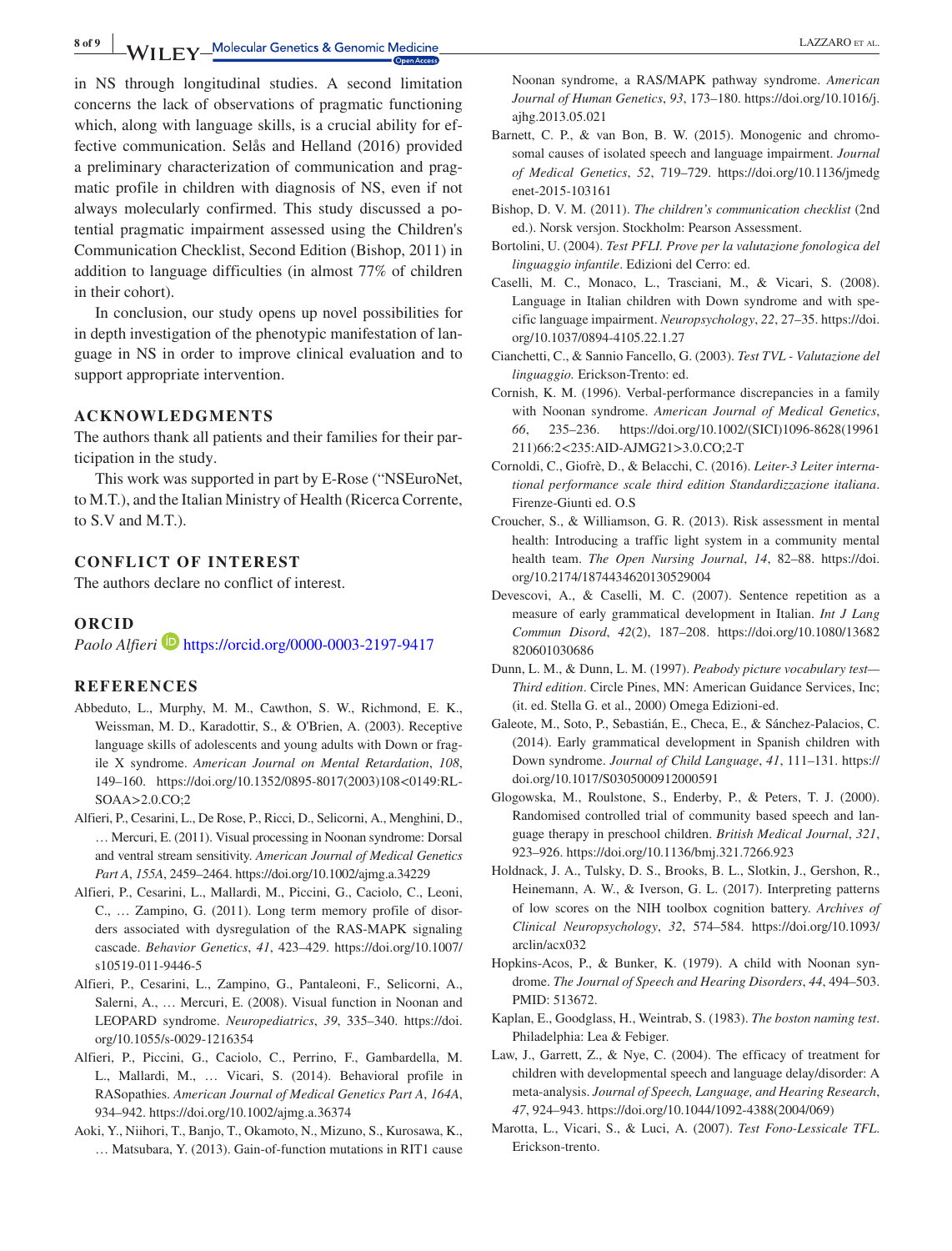in NS through longitudinal studies. A second limitation concerns the lack of observations of pragmatic functioning which, along with language skills, is a crucial ability for effective communication. Selås and Helland (2016) provided a preliminary characterization of communication and pragmatic profile in children with diagnosis of NS, even if not always molecularly confirmed. This study discussed a potential pragmatic impairment assessed using the Children's Communication Checklist, Second Edition (Bishop, 2011) in addition to language difficulties (in almost 77% of children in their cohort).

In conclusion, our study opens up novel possibilities for in depth investigation of the phenotypic manifestation of language in NS in order to improve clinical evaluation and to support appropriate intervention.

## ACKNOWLEDGMENTS

The authors thank all patients and their families for their participation in the study.

This work was supported in part by E-Rose ("NSEuroNet, to M.T.), and the Italian Ministry of Health (Ricerca Corrente, to S.V and M.T.).

## CONFLICT OF INTEREST

The authors declare no conflict of interest.

## ORCID

*Paolo Alfieri* https://orcid.org/0000-0003-2197-9417

## REFERENCES

Abbeduto, L., Murphy, M. M., Cawthon, S. W., Richmond, E. K., Weissman, M. D., Karadottir, S., & O'Brien, A. (2003). Receptive language skills of adolescents and young adults with Down or fragile X syndrome. *American Journal on Mental Retardation*, *108*, 149–160. https://doi.org/10.1352/0895-8017(2003)108<0149:RL-SOAA>2.0.CO;2

Alfieri, P., Cesarini, L., De Rose, P., Ricci, D., Selicorni, A., Menghini, D., … Mercuri, E. (2011). Visual processing in Noonan syndrome: Dorsal and ventral stream sensitivity. *American Journal of Medical Genetics Part A*, *155A*, 2459–2464. https://doi.org/10.1002/ajmg.a.34229

Alfieri, P., Cesarini, L., Mallardi, M., Piccini, G., Caciolo, C., Leoni, C., … Zampino, G. (2011). Long term memory profile of disorders associated with dysregulation of the RAS-MAPK signaling cascade. *Behavior Genetics*, *41*, 423–429. https://doi.org/10.1007/s10519-011-9446-5

Alfieri, P., Cesarini, L., Zampino, G., Pantaleoni, F., Selicorni, A., Salerni, A., … Mercuri, E. (2008). Visual function in Noonan and LEOPARD syndrome. *Neuropediatrics*, *39*, 335–340. https://doi.org/10.1055/s-0029-1216354

Alfieri, P., Piccini, G., Caciolo, C., Perrino, F., Gambardella, M. L., Mallardi, M., … Vicari, S. (2014). Behavioral profile in RASopathies. *American Journal of Medical Genetics Part A*, *164A*, 934–942. https://doi.org/10.1002/ajmg.a.36374

Aoki, Y., Niihori, T., Banjo, T., Okamoto, N., Mizuno, S., Kurosawa, K., … Matsubara, Y. (2013). Gain-of-function mutations in RIT1 cause Noonan syndrome, a RAS/MAPK pathway syndrome. *American Journal of Human Genetics*, *93*, 173–180. https://doi.org/10.1016/j.ajhg.2013.05.021

Barnett, C. P., & van Bon, B. W. (2015). Monogenic and chromosomal causes of isolated speech and language impairment. *Journal of Medical Genetics*, *52*, 719–729. https://doi.org/10.1136/jmedgenet-2015-103161

Bishop, D. V. M. (2011). *The children's communication checklist* (2nd ed.). Norsk versjon. Stockholm: Pearson Assessment.

Bortolini, U. (2004). *Test PFLI. Prove per la valutazione fonologica del linguaggio infantile*. Edizioni del Cerro: ed.

Caselli, M. C., Monaco, L., Trasciani, M., & Vicari, S. (2008). Language in Italian children with Down syndrome and with specific language impairment. *Neuropsychology*, *22*, 27–35. https://doi.org/10.1037/0894-4105.22.1.27

Cianchetti, C., & Sannio Fancello, G. (2003). *Test TVL - Valutazione del linguaggio.* Erickson-Trento: ed.

Cornish, K. M. (1996). Verbal-performance discrepancies in a family with Noonan syndrome. *American Journal of Medical Genetics*, *66*, 235–236. https://doi.org/10.1002/(SICI)1096-8628(19961211)66:2<235:AID-AJMG21>3.0.CO;2-T

Cornoldi, C., Giofrè, D., & Belacchi, C. (2016). *Leiter-3 Leiter international performance scale third edition Standardizzazione italiana*. Firenze-Giunti ed. O.S

Croucher, S., & Williamson, G. R. (2013). Risk assessment in mental health: Introducing a traffic light system in a community mental health team. *The Open Nursing Journal*, *14*, 82–88. https://doi.org/10.2174/1874434620130529004

Devescovi, A., & Caselli, M. C. (2007). Sentence repetition as a measure of early grammatical development in Italian. *Int J Lang Commun Disord*, *42*(2), 187–208. https://doi.org/10.1080/13682820601030686

Dunn, L. M., & Dunn, L. M. (1997). *Peabody picture vocabulary test—Third edition*. Circle Pines, MN: American Guidance Services, Inc; (it. ed. Stella G. et al., 2000) Omega Edizioni-ed.

Galeote, M., Soto, P., Sebastián, E., Checa, E., & Sánchez-Palacios, C. (2014). Early grammatical development in Spanish children with Down syndrome. *Journal of Child Language*, *41*, 111–131. https://doi.org/10.1017/S0305000912000591

Glogowska, M., Roulstone, S., Enderby, P., & Peters, T. J. (2000). Randomised controlled trial of community based speech and language therapy in preschool children. *British Medical Journal*, *321*, 923–926. https://doi.org/10.1136/bmj.321.7266.923

Holdnack, J. A., Tulsky, D. S., Brooks, B. L., Slotkin, J., Gershon, R., Heinemann, A. W., & Iverson, G. L. (2017). Interpreting patterns of low scores on the NIH toolbox cognition battery. *Archives of Clinical Neuropsychology*, *32*, 574–584. https://doi.org/10.1093/arclin/acx032

Hopkins-Acos, P., & Bunker, K. (1979). A child with Noonan syndrome. *The Journal of Speech and Hearing Disorders*, *44*, 494–503. PMID: 513672.

Kaplan, E., Goodglass, H., Weintrab, S. (1983). *The boston naming test*. Philadelphia: Lea & Febiger.

Law, J., Garrett, Z., & Nye, C. (2004). The efficacy of treatment for children with developmental speech and language delay/disorder: A meta-analysis. *Journal of Speech, Language, and Hearing Research*, *47*, 924–943. https://doi.org/10.1044/1092-4388(2004/069)

Marotta, L., Vicari, S., & Luci, A. (2007). *Test Fono-Lessicale TFL.* Erickson-trento.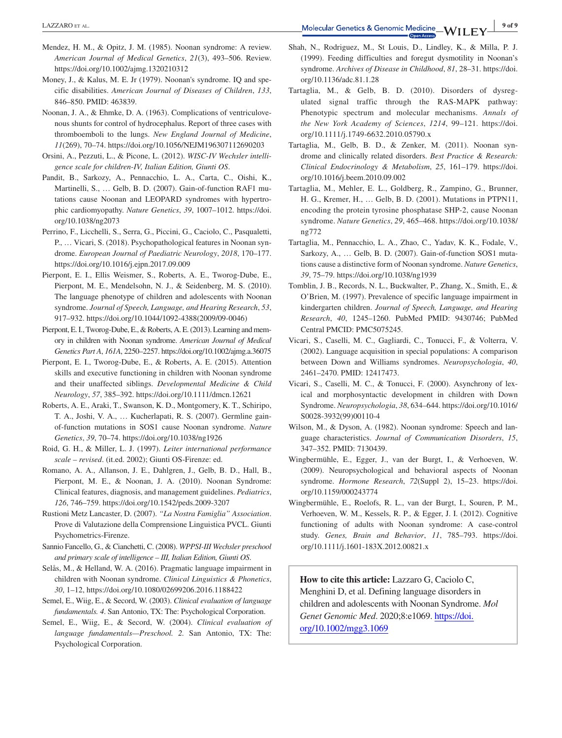Mendez, H. M., & Opitz, J. M. (1985). Noonan syndrome: A review. *American Journal of Medical Genetics*, *21*(3), 493–506. Review. https://doi.org/10.1002/ajmg.1320210312

Money, J., & Kalus, M. E. Jr (1979). Noonan's syndrome. IQ and specific disabilities. *American Journal of Diseases of Children*, *133*, 846–850. PMID: 463839.

Noonan, J. A., & Ehmke, D. A. (1963). Complications of ventriculovenous shunts for control of hydrocephalus. Report of three cases with thromboemboli to the lungs. *New England Journal of Medicine*, *11*(269), 70–74. https://doi.org/10.1056/NEJM196307112690203

Orsini, A., Pezzuti, L., & Picone, L. (2012). *WISC-IV Wechsler intelligence scale for children-IV, Italian Edition, Giunti OS*.

Pandit, B., Sarkozy, A., Pennacchio, L. A., Carta, C., Oishi, K., Martinelli, S., … Gelb, B. D. (2007). Gain-of-function RAF1 mutations cause Noonan and LEOPARD syndromes with hypertrophic cardiomyopathy. *Nature Genetics*, *39*, 1007–1012. https://doi.org/10.1038/ng2073

Perrino, F., Licchelli, S., Serra, G., Piccini, G., Caciolo, C., Pasqualetti, P., … Vicari, S. (2018). Psychopathological features in Noonan syndrome. *European Journal of Paediatric Neurology*, *2018*, 170–177. https://doi.org/10.1016/j.ejpn.2017.09.009

Pierpont, E. I., Ellis Weismer, S., Roberts, A. E., Tworog-Dube, E., Pierpont, M. E., Mendelsohn, N. J., & Seidenberg, M. S. (2010). The language phenotype of children and adolescents with Noonan syndrome. *Journal of Speech, Language, and Hearing Research*, *53*, 917–932. https://doi.org/10.1044/1092-4388(2009/09-0046)

Pierpont, E. I., Tworog-Dube, E., & Roberts, A. E. (2013). Learning and memory in children with Noonan syndrome. *American Journal of Medical Genetics Part A*, *161A*, 2250–2257. https://doi.org/10.1002/ajmg.a.36075

Pierpont, E. I., Tworog-Dube, E., & Roberts, A. E. (2015). Attention skills and executive functioning in children with Noonan syndrome and their unaffected siblings. *Developmental Medicine & Child Neurology*, *57*, 385–392. https://doi.org/10.1111/dmcn.12621

Roberts, A. E., Araki, T., Swanson, K. D., Montgomery, K. T., Schiripo, T. A., Joshi, V. A., … Kucherlapati, R. S. (2007). Germline gain-of-function mutations in SOS1 cause Noonan syndrome. *Nature Genetics*, *39*, 70–74. https://doi.org/10.1038/ng1926

Roid, G. H., & Miller, L. J. (1997). *Leiter international performance scale – revised*. (it.ed. 2002); Giunti OS-Firenze: ed.

Romano, A. A., Allanson, J. E., Dahlgren, J., Gelb, B. D., Hall, B., Pierpont, M. E., & Noonan, J. A. (2010). Noonan Syndrome: Clinical features, diagnosis, and management guidelines. *Pediatrics*, *126*, 746–759. https://doi.org/10.1542/peds.2009-3207

Rustioni Metz Lancaster, D. (2007). *"La Nostra Famiglia" Association*. Prove di Valutazione della Comprensione Linguistica PVCL. Giunti Psychometrics-Firenze.

Sannio Fancello, G., & Cianchetti, C. (2008). *WPPSI-III Wechsler preschool and primary scale of intelligence – III, Italian Edition, Giunti OS*.

Selås, M., & Helland, W. A. (2016). Pragmatic language impairment in children with Noonan syndrome. *Clinical Linguistics & Phonetics*, *30*, 1–12, https://doi.org/10.1080/02699206.2016.1188422

Semel, E., Wiig, E., & Secord, W. (2003). *Clinical evaluation of language fundamentals. 4*. San Antonio, TX: The: Psychological Corporation.

Semel, E., Wiig, E., & Secord, W. (2004). *Clinical evaluation of language fundamentals—Preschool. 2*. San Antonio, TX: The: Psychological Corporation.

Shah, N., Rodriguez, M., St Louis, D., Lindley, K., & Milla, P. J. (1999). Feeding difficulties and foregut dysmotility in Noonan's syndrome. *Archives of Disease in Childhood*, *81*, 28–31. https://doi.org/10.1136/adc.81.1.28

Tartaglia, M., & Gelb, B. D. (2010). Disorders of dysregulated signal traffic through the RAS-MAPK pathway: Phenotypic spectrum and molecular mechanisms. *Annals of the New York Academy of Sciences*, *1214*, 99–121. https://doi.org/10.1111/j.1749-6632.2010.05790.x

Tartaglia, M., Gelb, B. D., & Zenker, M. (2011). Noonan syndrome and clinically related disorders. *Best Practice & Research: Clinical Endocrinology & Metabolism*, *25*, 161–179. https://doi.org/10.1016/j.beem.2010.09.002

Tartaglia, M., Mehler, E. L., Goldberg, R., Zampino, G., Brunner, H. G., Kremer, H., … Gelb, B. D. (2001). Mutations in PTPN11, encoding the protein tyrosine phosphatase SHP-2, cause Noonan syndrome. *Nature Genetics*, *29*, 465–468. https://doi.org/10.1038/ng772

Tartaglia, M., Pennacchio, L. A., Zhao, C., Yadav, K. K., Fodale, V., Sarkozy, A., … Gelb, B. D. (2007). Gain-of-function SOS1 mutations cause a distinctive form of Noonan syndrome. *Nature Genetics*, *39*, 75–79. https://doi.org/10.1038/ng1939

Tomblin, J. B., Records, N. L., Buckwalter, P., Zhang, X., Smith, E., & O'Brien, M. (1997). Prevalence of specific language impairment in kindergarten children. *Journal of Speech, Language, and Hearing Research*, *40*, 1245–1260. PubMed PMID: 9430746; PubMed Central PMCID: PMC5075245.

Vicari, S., Caselli, M. C., Gagliardi, C., Tonucci, F., & Volterra, V. (2002). Language acquisition in special populations: A comparison between Down and Williams syndromes. *Neuropsychologia*, *40*, 2461–2470. PMID: 12417473.

Vicari, S., Caselli, M. C., & Tonucci, F. (2000). Asynchrony of lexical and morphosyntactic development in children with Down Syndrome. *Neuropsychologia*, *38*, 634–644. https://doi.org/10.1016/S0028-3932(99)00110-4

Wilson, M., & Dyson, A. (1982). Noonan syndrome: Speech and language characteristics. *Journal of Communication Disorders*, *15*, 347–352. PMID: 7130439.

Wingbermühle, E., Egger, J., van der Burgt, I., & Verhoeven, W. (2009). Neuropsychological and behavioral aspects of Noonan syndrome. *Hormone Research*, *72*(Suppl 2), 15–23. https://doi.org/10.1159/000243774

Wingbermühle, E., Roelofs, R. L., van der Burgt, I., Souren, P. M., Verhoeven, W. M., Kessels, R. P., & Egger, J. I. (2012). Cognitive functioning of adults with Noonan syndrome: A case-control study. *Genes, Brain and Behavior*, *11*, 785–793. https://doi.org/10.1111/j.1601-183X.2012.00821.x

**How to cite this article:** Lazzaro G, Caciolo C, Menghini D, et al. Defining language disorders in children and adolescents with Noonan Syndrome. *Mol Genet Genomic Med*. 2020;8:e1069. https://doi.org/10.1002/mgg3.1069